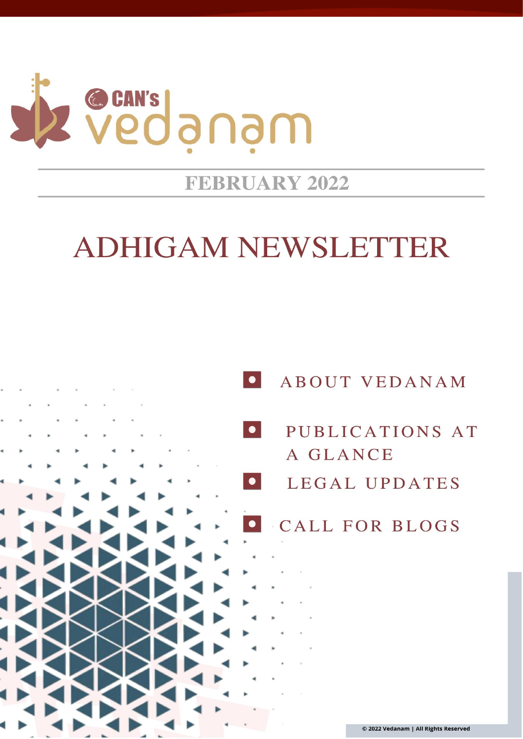CAN's vedanam

**FEBRUARY 2022**

# ADHIGAM NEWSLETTER

- ABOUT VEDANAM
- PUBLICATIONS AT A GLANCE
- LEGAL UPDATES
- CALL FOR BLOGS

© 2022 Vedanam | All Rights Reserved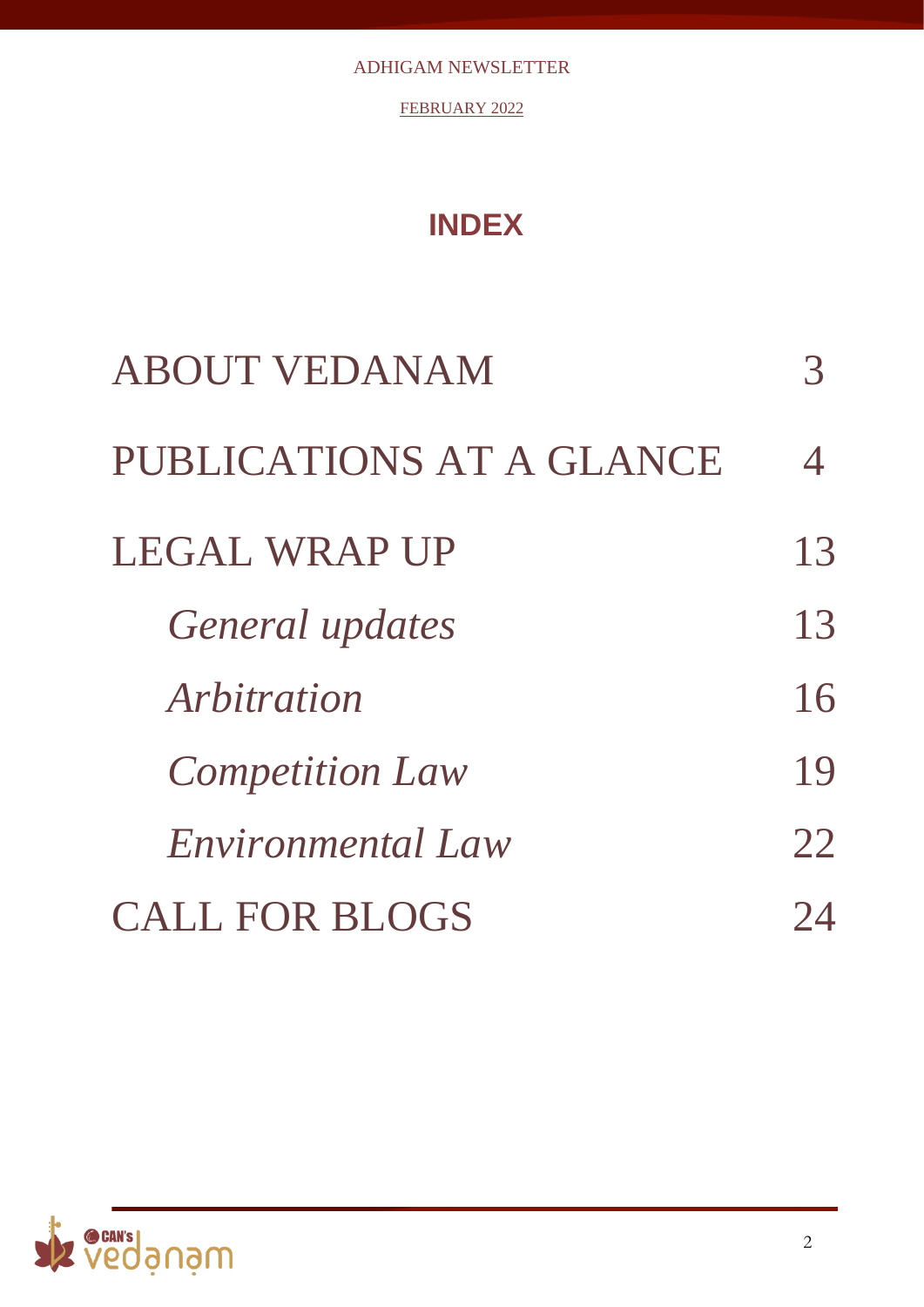# INDEX

| | |
|---|---|
| ABOUT VEDANAM | 3 |
| PUBLICATIONS AT A GLANCE | 4 |
| LEGAL WRAP UP | 13 |
| *General updates* | 13 |
| *Arbitration* | 16 |
| *Competition Law* | 19 |
| *Environmental Law* | 22 |
| CALL FOR BLOGS | 24 |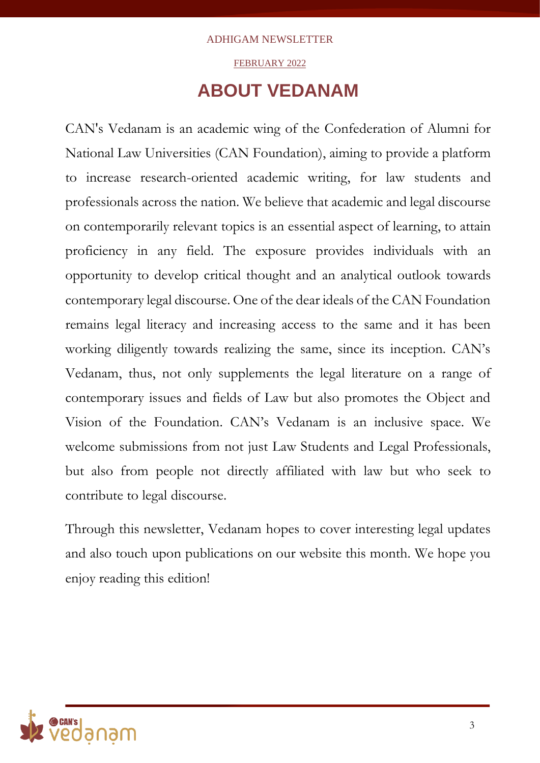# ABOUT VEDANAM

CAN's Vedanam is an academic wing of the Confederation of Alumni for National Law Universities (CAN Foundation), aiming to provide a platform to increase research-oriented academic writing, for law students and professionals across the nation. We believe that academic and legal discourse on contemporarily relevant topics is an essential aspect of learning, to attain proficiency in any field. The exposure provides individuals with an opportunity to develop critical thought and an analytical outlook towards contemporary legal discourse. One of the dear ideals of the CAN Foundation remains legal literacy and increasing access to the same and it has been working diligently towards realizing the same, since its inception. CAN's Vedanam, thus, not only supplements the legal literature on a range of contemporary issues and fields of Law but also promotes the Object and Vision of the Foundation. CAN's Vedanam is an inclusive space. We welcome submissions from not just Law Students and Legal Professionals, but also from people not directly affiliated with law but who seek to contribute to legal discourse.

Through this newsletter, Vedanam hopes to cover interesting legal updates and also touch upon publications on our website this month. We hope you enjoy reading this edition!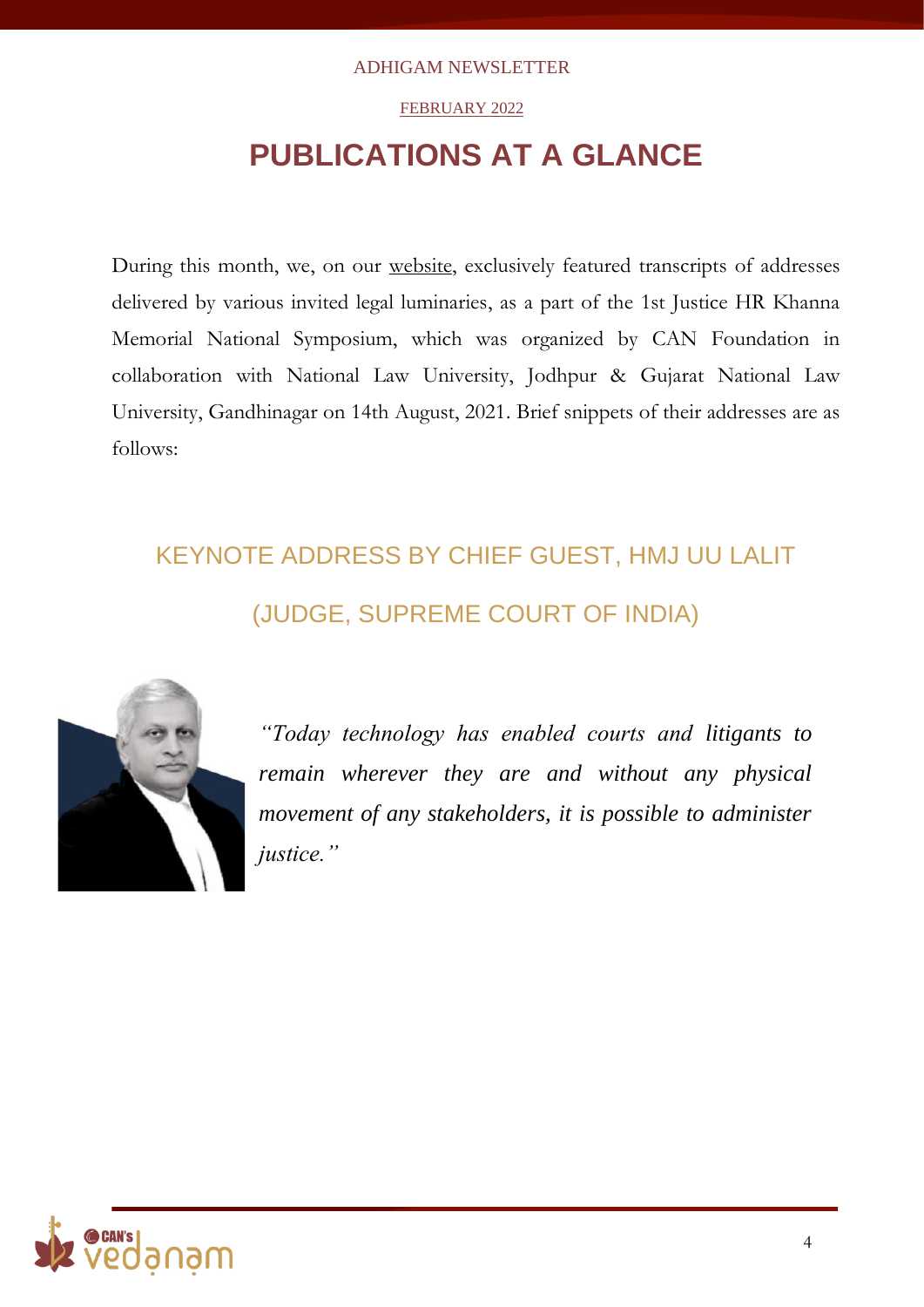# PUBLICATIONS AT A GLANCE

During this month, we, on our website, exclusively featured transcripts of addresses delivered by various invited legal luminaries, as a part of the 1st Justice HR Khanna Memorial National Symposium, which was organized by CAN Foundation in collaboration with National Law University, Jodhpur & Gujarat National Law University, Gandhinagar on 14th August, 2021. Brief snippets of their addresses are as follows:

## KEYNOTE ADDRESS BY CHIEF GUEST, HMJ UU LALIT (JUDGE, SUPREME COURT OF INDIA)

*"Today technology has enabled courts and litigants to remain wherever they are and without any physical movement of any stakeholders, it is possible to administer justice."*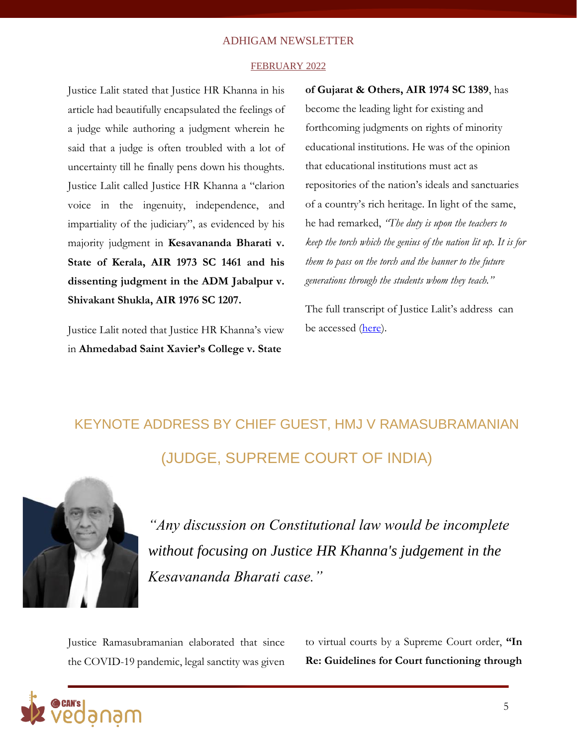Justice Lalit stated that Justice HR Khanna in his article had beautifully encapsulated the feelings of a judge while authoring a judgment wherein he said that a judge is often troubled with a lot of uncertainty till he finally pens down his thoughts. Justice Lalit called Justice HR Khanna a "clarion voice in the ingenuity, independence, and impartiality of the judiciary", as evidenced by his majority judgment in **Kesavananda Bharati v. State of Kerala, AIR 1973 SC 1461 and his dissenting judgment in the ADM Jabalpur v. Shivakant Shukla, AIR 1976 SC 1207.**

Justice Lalit noted that Justice HR Khanna's view in **Ahmedabad Saint Xavier's College v. State of Gujarat & Others, AIR 1974 SC 1389**, has become the leading light for existing and forthcoming judgments on rights of minority educational institutions. He was of the opinion that educational institutions must act as repositories of the nation's ideals and sanctuaries of a country's rich heritage. In light of the same, he had remarked, *"The duty is upon the teachers to keep the torch which the genius of the nation lit up. It is for them to pass on the torch and the banner to the future generations through the students whom they teach."*

The full transcript of Justice Lalit's address can be accessed (here).

## KEYNOTE ADDRESS BY CHIEF GUEST, HMJ V RAMASUBRAMANIAN (JUDGE, SUPREME COURT OF INDIA)

*"Any discussion on Constitutional law would be incomplete without focusing on Justice HR Khanna's judgement in the Kesavananda Bharati case."*

Justice Ramasubramanian elaborated that since the COVID-19 pandemic, legal sanctity was given to virtual courts by a Supreme Court order, **"In Re: Guidelines for Court functioning through**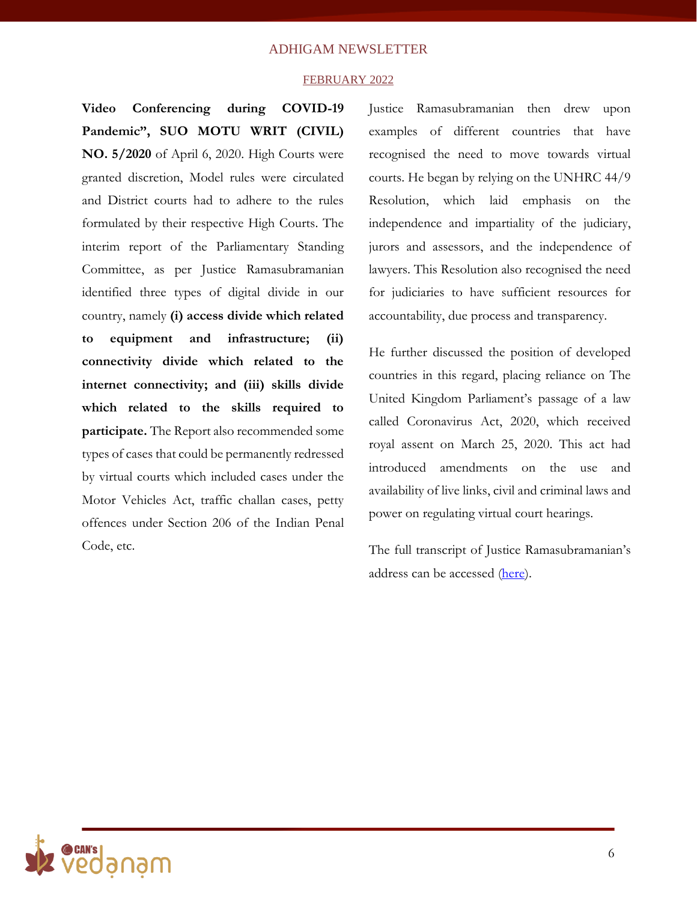**Video Conferencing during COVID-19 Pandemic", SUO MOTU WRIT (CIVIL) NO. 5/2020** of April 6, 2020. High Courts were granted discretion, Model rules were circulated and District courts had to adhere to the rules formulated by their respective High Courts. The interim report of the Parliamentary Standing Committee, as per Justice Ramasubramanian identified three types of digital divide in our country, namely **(i) access divide which related to equipment and infrastructure; (ii) connectivity divide which related to the internet connectivity; and (iii) skills divide which related to the skills required to participate.** The Report also recommended some types of cases that could be permanently redressed by virtual courts which included cases under the Motor Vehicles Act, traffic challan cases, petty offences under Section 206 of the Indian Penal Code, etc.

Justice Ramasubramanian then drew upon examples of different countries that have recognised the need to move towards virtual courts. He began by relying on the UNHRC 44/9 Resolution, which laid emphasis on the independence and impartiality of the judiciary, jurors and assessors, and the independence of lawyers. This Resolution also recognised the need for judiciaries to have sufficient resources for accountability, due process and transparency.

He further discussed the position of developed countries in this regard, placing reliance on The United Kingdom Parliament's passage of a law called Coronavirus Act, 2020, which received royal assent on March 25, 2020. This act had introduced amendments on the use and availability of live links, civil and criminal laws and power on regulating virtual court hearings.

The full transcript of Justice Ramasubramanian's address can be accessed (here).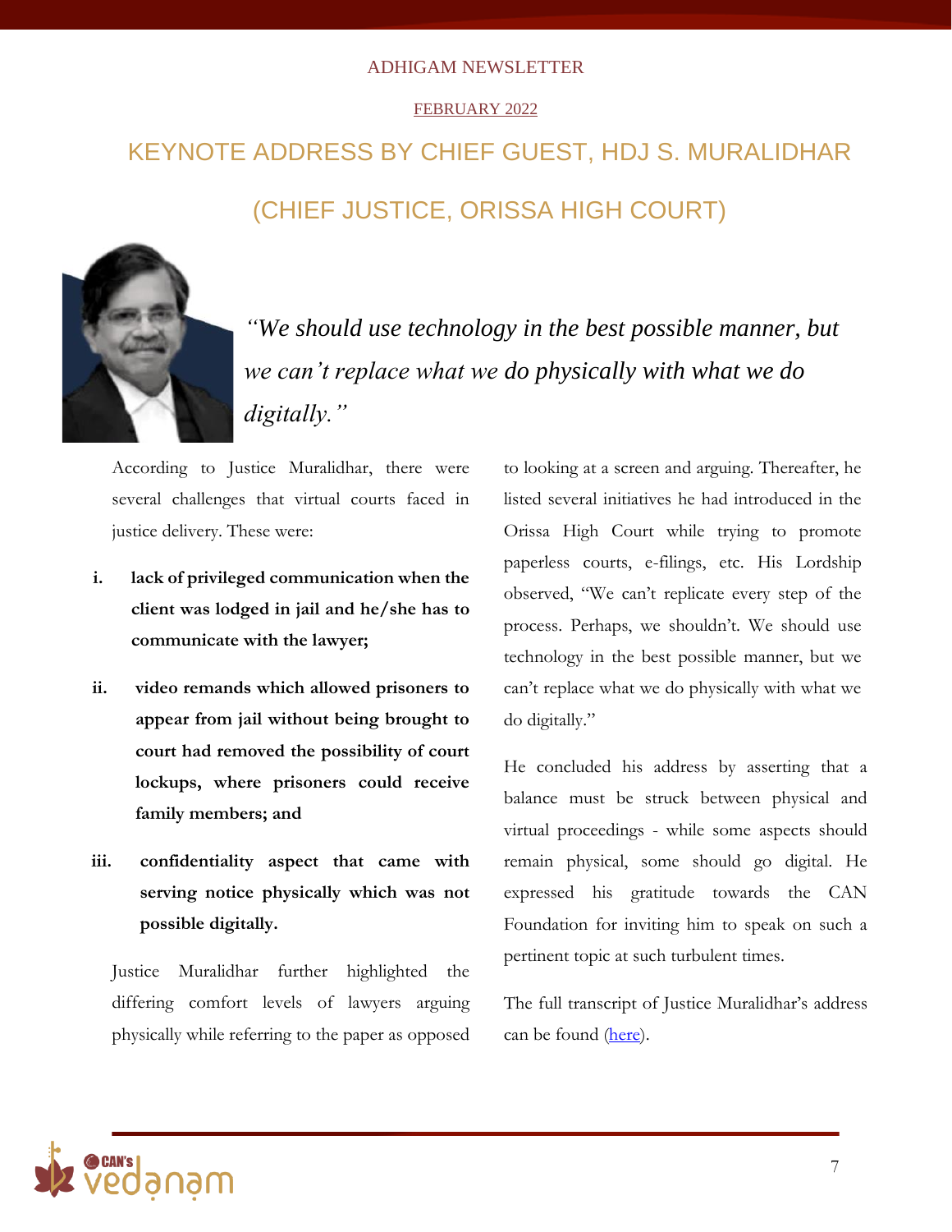# KEYNOTE ADDRESS BY CHIEF GUEST, HDJ S. MURALIDHAR

## (CHIEF JUSTICE, ORISSA HIGH COURT)

*"We should use technology in the best possible manner, but we can't replace what we do physically with what we do digitally."*

According to Justice Muralidhar, there were several challenges that virtual courts faced in justice delivery. These were:

i. **lack of privileged communication when the client was lodged in jail and he/she has to communicate with the lawyer;**

ii. **video remands which allowed prisoners to appear from jail without being brought to court had removed the possibility of court lockups, where prisoners could receive family members; and**

iii. **confidentiality aspect that came with serving notice physically which was not possible digitally.**

Justice Muralidhar further highlighted the differing comfort levels of lawyers arguing physically while referring to the paper as opposed to looking at a screen and arguing. Thereafter, he listed several initiatives he had introduced in the Orissa High Court while trying to promote paperless courts, e-filings, etc. His Lordship observed, "We can't replicate every step of the process. Perhaps, we shouldn't. We should use technology in the best possible manner, but we can't replace what we do physically with what we do digitally."

He concluded his address by asserting that a balance must be struck between physical and virtual proceedings - while some aspects should remain physical, some should go digital. He expressed his gratitude towards the CAN Foundation for inviting him to speak on such a pertinent topic at such turbulent times.

The full transcript of Justice Muralidhar's address can be found (here).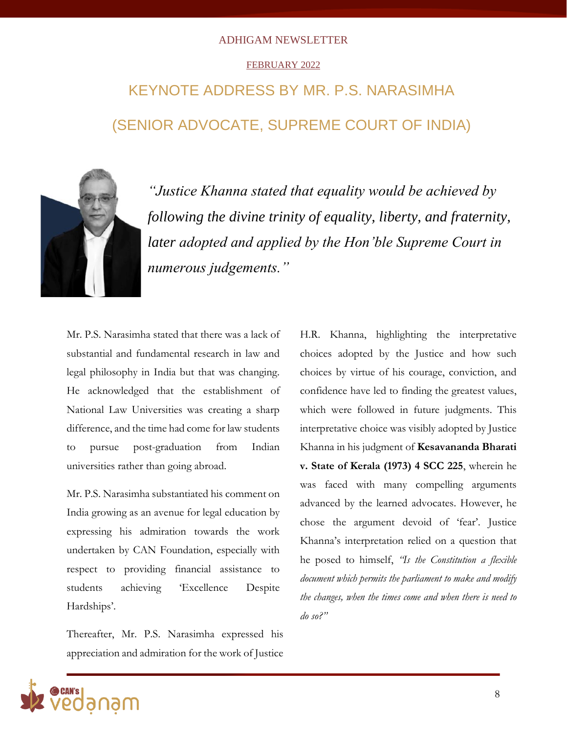# KEYNOTE ADDRESS BY MR. P.S. NARASIMHA

# (SENIOR ADVOCATE, SUPREME COURT OF INDIA)

*"Justice Khanna stated that equality would be achieved by following the divine trinity of equality, liberty, and fraternity, later adopted and applied by the Hon'ble Supreme Court in numerous judgements."*

Mr. P.S. Narasimha stated that there was a lack of substantial and fundamental research in law and legal philosophy in India but that was changing. He acknowledged that the establishment of National Law Universities was creating a sharp difference, and the time had come for law students to pursue post-graduation from Indian universities rather than going abroad.

Mr. P.S. Narasimha substantiated his comment on India growing as an avenue for legal education by expressing his admiration towards the work undertaken by CAN Foundation, especially with respect to providing financial assistance to students achieving 'Excellence Despite Hardships'.

Thereafter, Mr. P.S. Narasimha expressed his appreciation and admiration for the work of Justice H.R. Khanna, highlighting the interpretative choices adopted by the Justice and how such choices by virtue of his courage, conviction, and confidence have led to finding the greatest values, which were followed in future judgments. This interpretative choice was visibly adopted by Justice Khanna in his judgment of **Kesavananda Bharati v. State of Kerala (1973) 4 SCC 225**, wherein he was faced with many compelling arguments advanced by the learned advocates. However, he chose the argument devoid of 'fear'. Justice Khanna's interpretation relied on a question that he posed to himself, *"Is the Constitution a flexible document which permits the parliament to make and modify the changes, when the times come and when there is need to do so?"*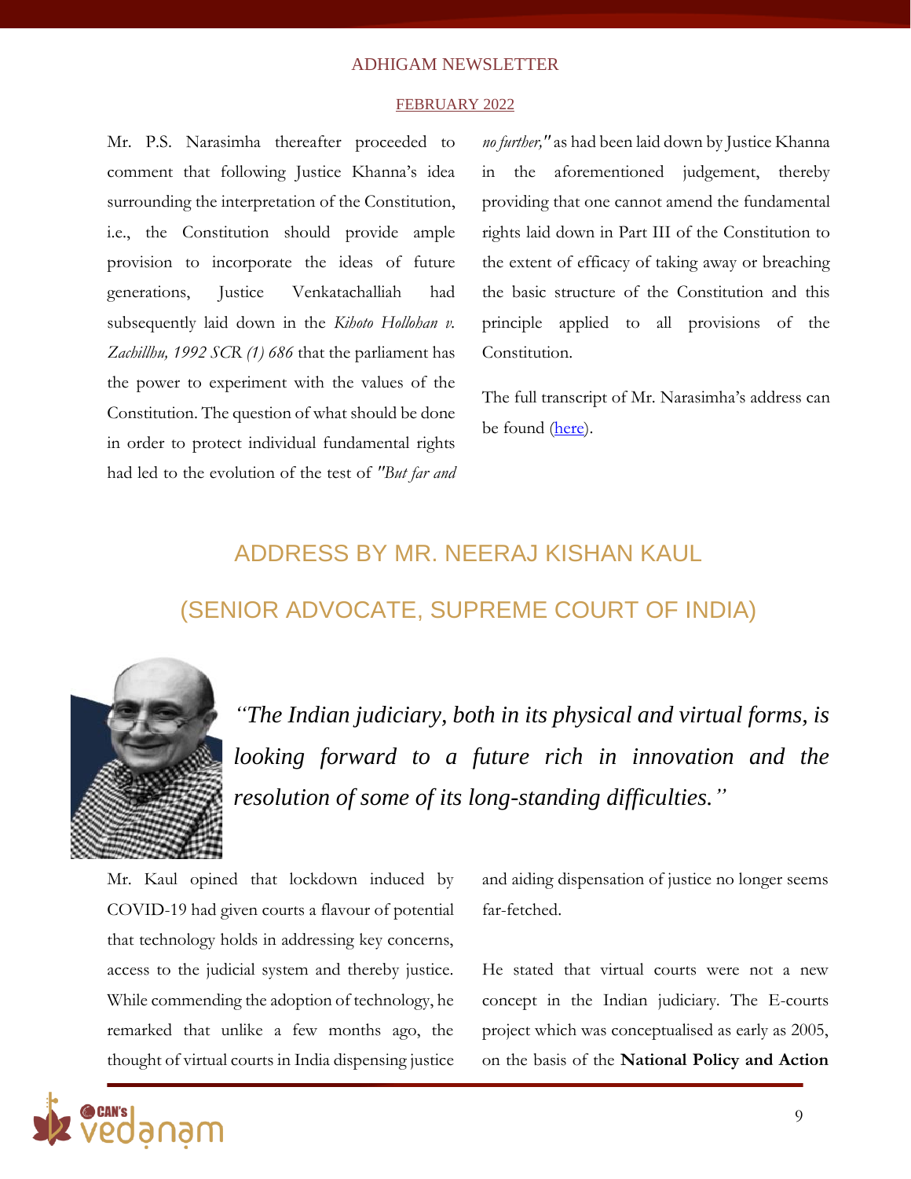Mr. P.S. Narasimha thereafter proceeded to comment that following Justice Khanna's idea surrounding the interpretation of the Constitution, i.e., the Constitution should provide ample provision to incorporate the ideas of future generations, Justice Venkatachalliah had subsequently laid down in the *Kihoto Hollohan v. Zachillhu, 1992 SCR (1) 686* that the parliament has the power to experiment with the values of the Constitution. The question of what should be done in order to protect individual fundamental rights had led to the evolution of the test of *"But far and no further,"* as had been laid down by Justice Khanna in the aforementioned judgement, thereby providing that one cannot amend the fundamental rights laid down in Part III of the Constitution to the extent of efficacy of taking away or breaching the basic structure of the Constitution and this principle applied to all provisions of the Constitution.

The full transcript of Mr. Narasimha's address can be found (here).

## ADDRESS BY MR. NEERAJ KISHAN KAUL

## (SENIOR ADVOCATE, SUPREME COURT OF INDIA)

*"The Indian judiciary, both in its physical and virtual forms, is looking forward to a future rich in innovation and the resolution of some of its long-standing difficulties."*

Mr. Kaul opined that lockdown induced by COVID-19 had given courts a flavour of potential that technology holds in addressing key concerns, access to the judicial system and thereby justice. While commending the adoption of technology, he remarked that unlike a few months ago, the thought of virtual courts in India dispensing justice and aiding dispensation of justice no longer seems far-fetched.

He stated that virtual courts were not a new concept in the Indian judiciary. The E-courts project which was conceptualised as early as 2005, on the basis of the **National Policy and Action**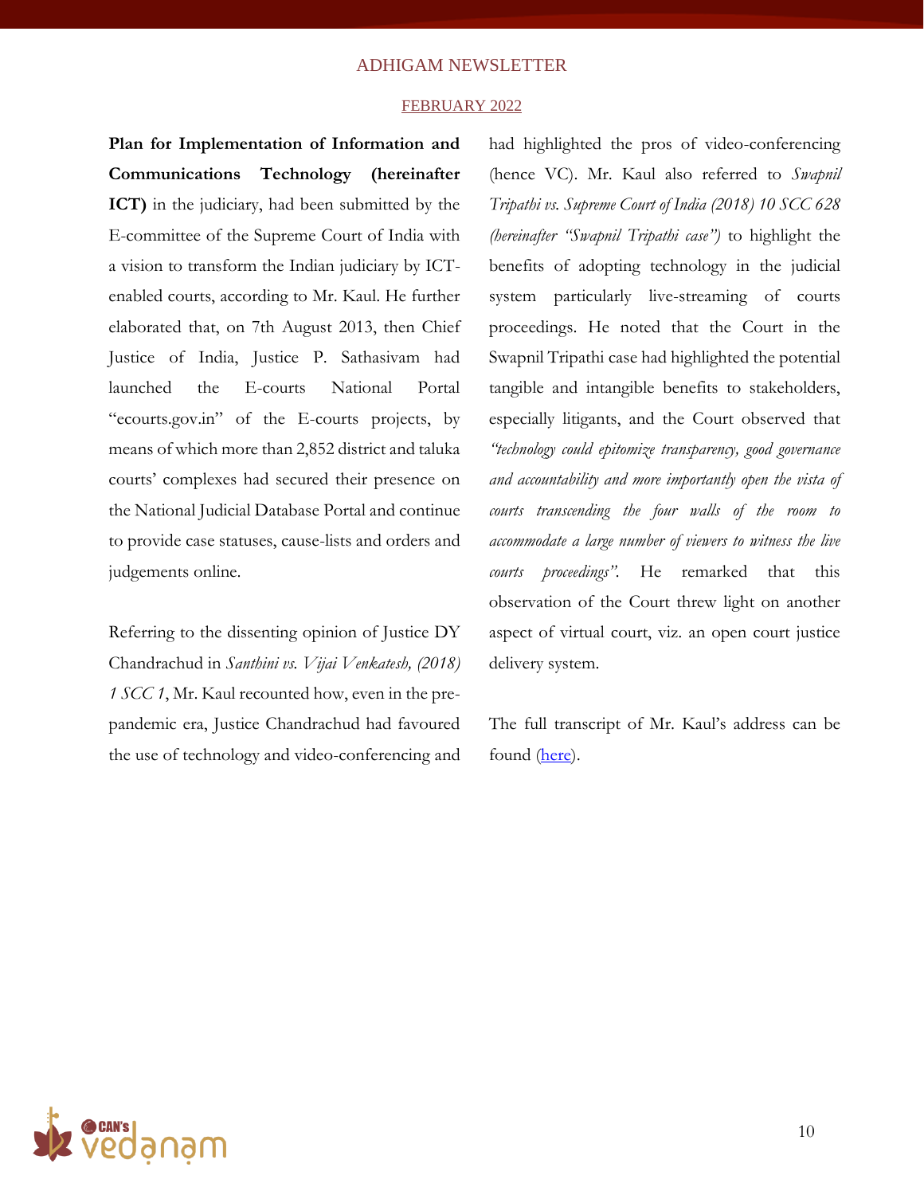**Plan for Implementation of Information and Communications Technology (hereinafter ICT)** in the judiciary, had been submitted by the E-committee of the Supreme Court of India with a vision to transform the Indian judiciary by ICT-enabled courts, according to Mr. Kaul. He further elaborated that, on 7th August 2013, then Chief Justice of India, Justice P. Sathasivam had launched the E-courts National Portal "ecourts.gov.in" of the E-courts projects, by means of which more than 2,852 district and taluka courts' complexes had secured their presence on the National Judicial Database Portal and continue to provide case statuses, cause-lists and orders and judgements online.

Referring to the dissenting opinion of Justice DY Chandrachud in *Santhini vs. Vijai Venkatesh, (2018) 1 SCC 1*, Mr. Kaul recounted how, even in the pre-pandemic era, Justice Chandrachud had favoured the use of technology and video-conferencing and had highlighted the pros of video-conferencing (hence VC). Mr. Kaul also referred to *Swapnil Tripathi vs. Supreme Court of India (2018) 10 SCC 628 (hereinafter "Swapnil Tripathi case")* to highlight the benefits of adopting technology in the judicial system particularly live-streaming of courts proceedings. He noted that the Court in the Swapnil Tripathi case had highlighted the potential tangible and intangible benefits to stakeholders, especially litigants, and the Court observed that *"technology could epitomize transparency, good governance and accountability and more importantly open the vista of courts transcending the four walls of the room to accommodate a large number of viewers to witness the live courts proceedings"*. He remarked that this observation of the Court threw light on another aspect of virtual court, viz. an open court justice delivery system.

The full transcript of Mr. Kaul's address can be found (here).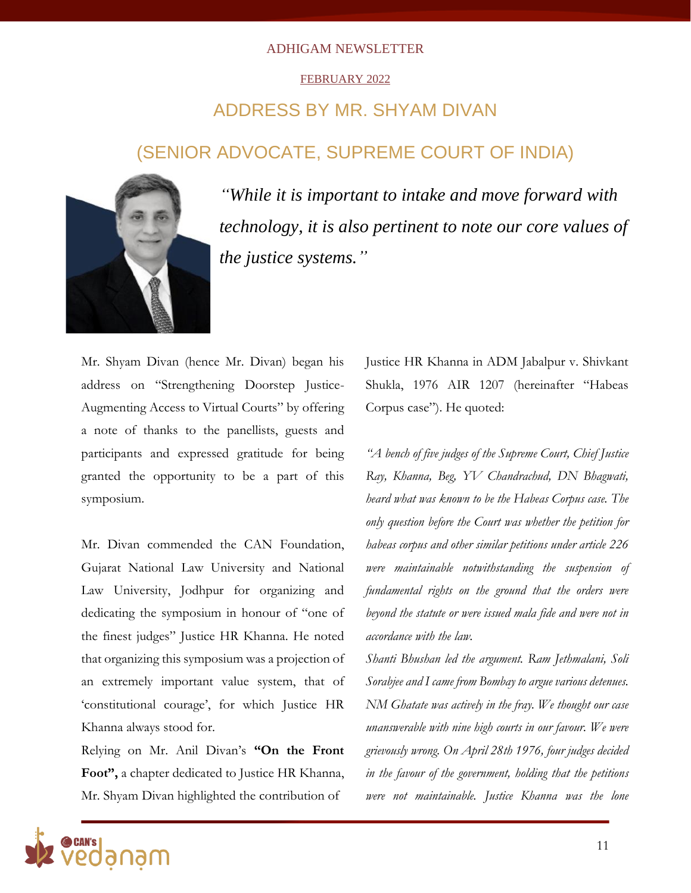# ADDRESS BY MR. SHYAM DIVAN

## (SENIOR ADVOCATE, SUPREME COURT OF INDIA)

*"While it is important to intake and move forward with technology, it is also pertinent to note our core values of the justice systems."*

Mr. Shyam Divan (hence Mr. Divan) began his address on "Strengthening Doorstep Justice-Augmenting Access to Virtual Courts" by offering a note of thanks to the panellists, guests and participants and expressed gratitude for being granted the opportunity to be a part of this symposium.

Mr. Divan commended the CAN Foundation, Gujarat National Law University and National Law University, Jodhpur for organizing and dedicating the symposium in honour of "one of the finest judges" Justice HR Khanna. He noted that organizing this symposium was a projection of an extremely important value system, that of 'constitutional courage', for which Justice HR Khanna always stood for.

Relying on Mr. Anil Divan's **"On the Front Foot",** a chapter dedicated to Justice HR Khanna, Mr. Shyam Divan highlighted the contribution of Justice HR Khanna in ADM Jabalpur v. Shivkant Shukla, 1976 AIR 1207 (hereinafter "Habeas Corpus case"). He quoted:

*"A bench of five judges of the Supreme Court, Chief Justice Ray, Khanna, Beg, YV Chandrachud, DN Bhagwati, heard what was known to be the Habeas Corpus case. The only question before the Court was whether the petition for habeas corpus and other similar petitions under article 226 were maintainable notwithstanding the suspension of fundamental rights on the ground that the orders were beyond the statute or were issued mala fide and were not in accordance with the law.*

*Shanti Bhushan led the argument. Ram Jethmalani, Soli Sorabjee and I came from Bombay to argue various detenues. NM Ghatate was actively in the fray. We thought our case unanswerable with nine high courts in our favour. We were grievously wrong. On April 28th 1976, four judges decided in the favour of the government, holding that the petitions were not maintainable. Justice Khanna was the lone*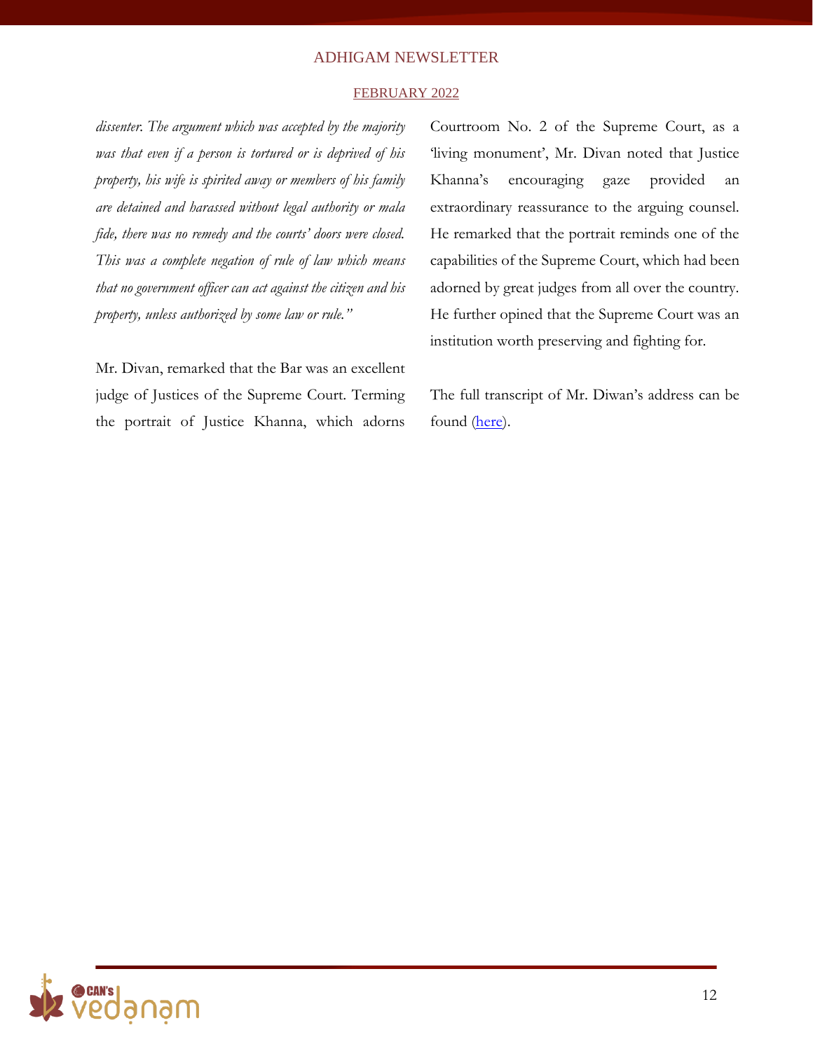*dissenter. The argument which was accepted by the majority was that even if a person is tortured or is deprived of his property, his wife is spirited away or members of his family are detained and harassed without legal authority or mala fide, there was no remedy and the courts' doors were closed. This was a complete negation of rule of law which means that no government officer can act against the citizen and his property, unless authorized by some law or rule."*

Mr. Divan, remarked that the Bar was an excellent judge of Justices of the Supreme Court. Terming the portrait of Justice Khanna, which adorns Courtroom No. 2 of the Supreme Court, as a 'living monument', Mr. Divan noted that Justice Khanna's encouraging gaze provided an extraordinary reassurance to the arguing counsel. He remarked that the portrait reminds one of the capabilities of the Supreme Court, which had been adorned by great judges from all over the country. He further opined that the Supreme Court was an institution worth preserving and fighting for.

The full transcript of Mr. Diwan's address can be found (here).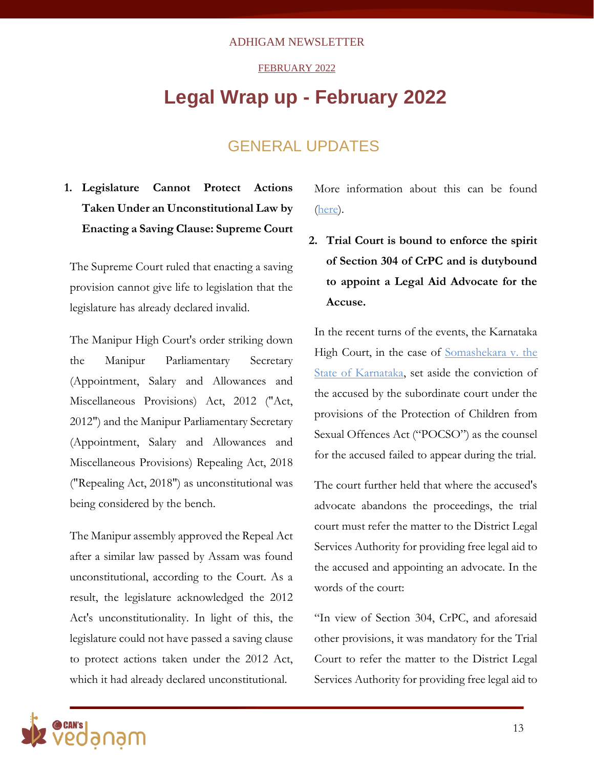ADHIGAM NEWSLETTER

FEBRUARY 2022

# Legal Wrap up - February 2022

## GENERAL UPDATES

1. **Legislature Cannot Protect Actions Taken Under an Unconstitutional Law by Enacting a Saving Clause: Supreme Court**

The Supreme Court ruled that enacting a saving provision cannot give life to legislation that the legislature has already declared invalid.

The Manipur High Court's order striking down the Manipur Parliamentary Secretary (Appointment, Salary and Allowances and Miscellaneous Provisions) Act, 2012 ("Act, 2012") and the Manipur Parliamentary Secretary (Appointment, Salary and Allowances and Miscellaneous Provisions) Repealing Act, 2018 ("Repealing Act, 2018") as unconstitutional was being considered by the bench.

The Manipur assembly approved the Repeal Act after a similar law passed by Assam was found unconstitutional, according to the Court. As a result, the legislature acknowledged the 2012 Act's unconstitutionality. In light of this, the legislature could not have passed a saving clause to protect actions taken under the 2012 Act, which it had already declared unconstitutional.

More information about this can be found (here).

2. **Trial Court is bound to enforce the spirit of Section 304 of CrPC and is dutybound to appoint a Legal Aid Advocate for the Accuse.**

In the recent turns of the events, the Karnataka High Court, in the case of Somashekara v. the State of Karnataka, set aside the conviction of the accused by the subordinate court under the provisions of the Protection of Children from Sexual Offences Act ("POCSO") as the counsel for the accused failed to appear during the trial.

The court further held that where the accused's advocate abandons the proceedings, the trial court must refer the matter to the District Legal Services Authority for providing free legal aid to the accused and appointing an advocate. In the words of the court:

"In view of Section 304, CrPC, and aforesaid other provisions, it was mandatory for the Trial Court to refer the matter to the District Legal Services Authority for providing free legal aid to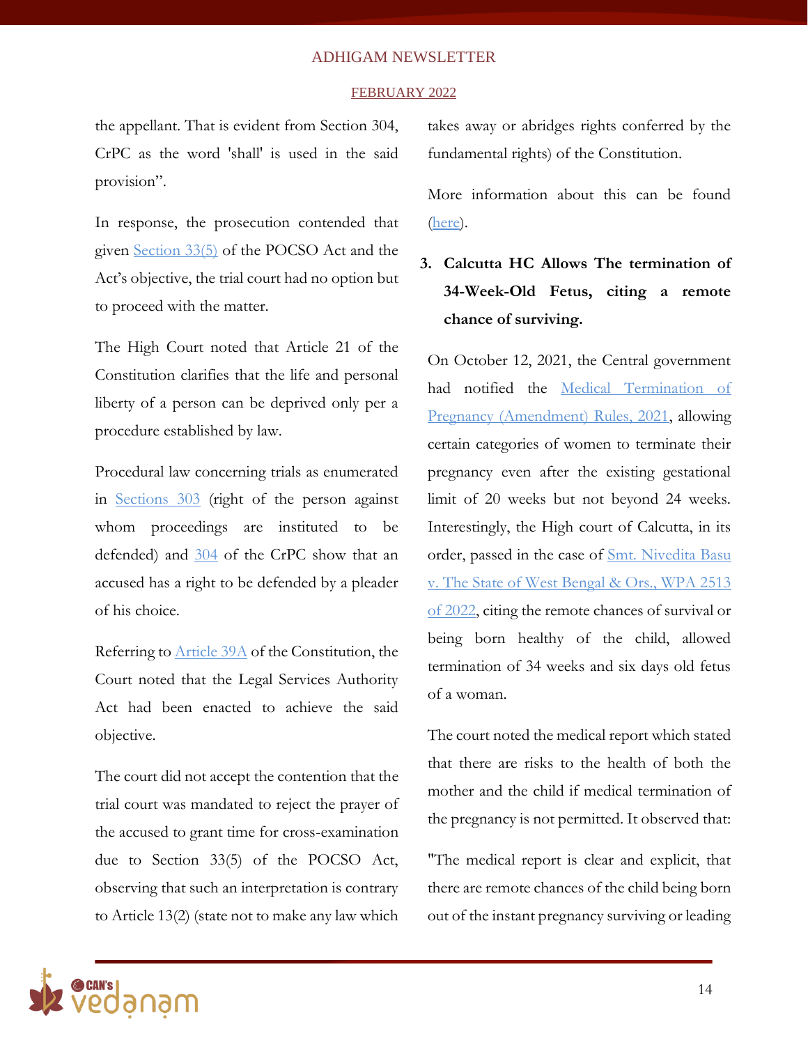the appellant. That is evident from Section 304, CrPC as the word 'shall' is used in the said provision".

In response, the prosecution contended that given Section 33(5) of the POCSO Act and the Act's objective, the trial court had no option but to proceed with the matter.

The High Court noted that Article 21 of the Constitution clarifies that the life and personal liberty of a person can be deprived only per a procedure established by law.

Procedural law concerning trials as enumerated in Sections 303 (right of the person against whom proceedings are instituted to be defended) and 304 of the CrPC show that an accused has a right to be defended by a pleader of his choice.

Referring to Article 39A of the Constitution, the Court noted that the Legal Services Authority Act had been enacted to achieve the said objective.

The court did not accept the contention that the trial court was mandated to reject the prayer of the accused to grant time for cross-examination due to Section 33(5) of the POCSO Act, observing that such an interpretation is contrary to Article 13(2) (state not to make any law which takes away or abridges rights conferred by the fundamental rights) of the Constitution.

More information about this can be found (here).

### 3. Calcutta HC Allows The termination of 34-Week-Old Fetus, citing a remote chance of surviving.

On October 12, 2021, the Central government had notified the Medical Termination of Pregnancy (Amendment) Rules, 2021, allowing certain categories of women to terminate their pregnancy even after the existing gestational limit of 20 weeks but not beyond 24 weeks. Interestingly, the High court of Calcutta, in its order, passed in the case of Smt. Nivedita Basu v. The State of West Bengal & Ors., WPA 2513 of 2022, citing the remote chances of survival or being born healthy of the child, allowed termination of 34 weeks and six days old fetus of a woman.

The court noted the medical report which stated that there are risks to the health of both the mother and the child if medical termination of the pregnancy is not permitted. It observed that:

"The medical report is clear and explicit, that there are remote chances of the child being born out of the instant pregnancy surviving or leading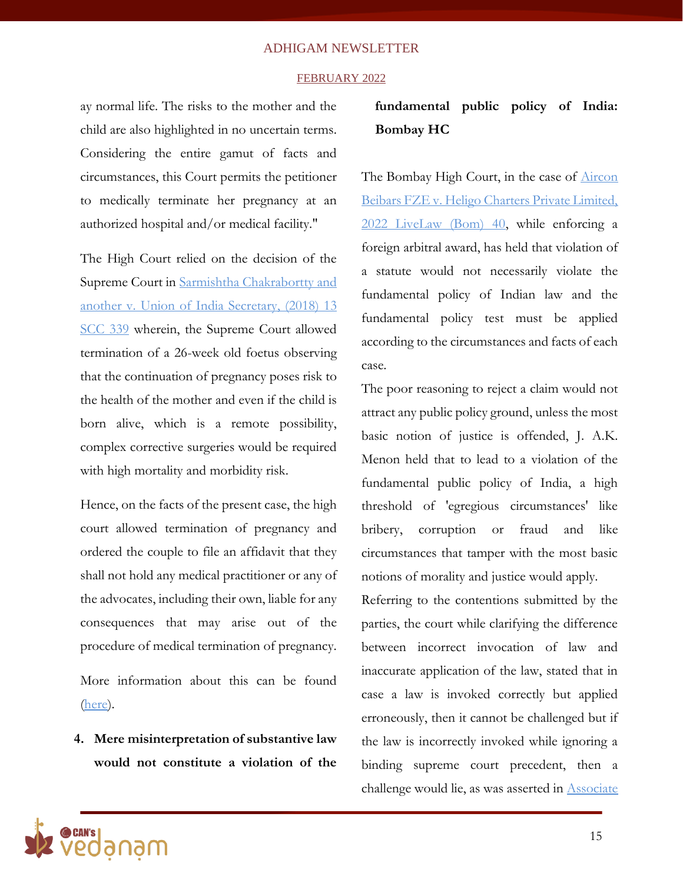ay normal life. The risks to the mother and the child are also highlighted in no uncertain terms. Considering the entire gamut of facts and circumstances, this Court permits the petitioner to medically terminate her pregnancy at an authorized hospital and/or medical facility."

The High Court relied on the decision of the Supreme Court in [Sarmishtha Chakrabortty and another v. Union of India Secretary, (2018) 13 SCC 339]() wherein, the Supreme Court allowed termination of a 26-week old foetus observing that the continuation of pregnancy poses risk to the health of the mother and even if the child is born alive, which is a remote possibility, complex corrective surgeries would be required with high mortality and morbidity risk.

Hence, on the facts of the present case, the high court allowed termination of pregnancy and ordered the couple to file an affidavit that they shall not hold any medical practitioner or any of the advocates, including their own, liable for any consequences that may arise out of the procedure of medical termination of pregnancy.

More information about this can be found ([here]()).

4. **Mere misinterpretation of substantive law would not constitute a violation of the fundamental public policy of India: Bombay HC**

The Bombay High Court, in the case of [Aircon Beibars FZE v. Heligo Charters Private Limited, 2022 LiveLaw (Bom) 40](), while enforcing a foreign arbitral award, has held that violation of a statute would not necessarily violate the fundamental policy of Indian law and the fundamental policy test must be applied according to the circumstances and facts of each case.

The poor reasoning to reject a claim would not attract any public policy ground, unless the most basic notion of justice is offended, J. A.K. Menon held that to lead to a violation of the fundamental public policy of India, a high threshold of 'egregious circumstances' like bribery, corruption or fraud and like circumstances that tamper with the most basic notions of morality and justice would apply.

Referring to the contentions submitted by the parties, the court while clarifying the difference between incorrect invocation of law and inaccurate application of the law, stated that in case a law is invoked correctly but applied erroneously, then it cannot be challenged but if the law is incorrectly invoked while ignoring a binding supreme court precedent, then a challenge would lie, as was asserted in [Associate]()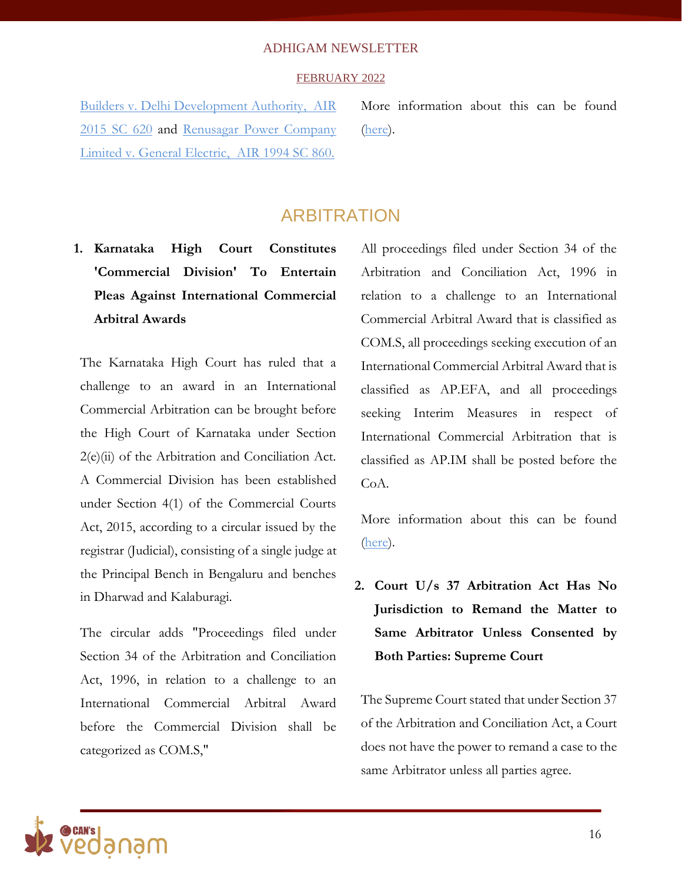Builders v. Delhi Development Authority, AIR 2015 SC 620 and Renusagar Power Company Limited v. General Electric, AIR 1994 SC 860.

More information about this can be found (here).

## ARBITRATION

1. **Karnataka High Court Constitutes 'Commercial Division' To Entertain Pleas Against International Commercial Arbitral Awards**

The Karnataka High Court has ruled that a challenge to an award in an International Commercial Arbitration can be brought before the High Court of Karnataka under Section 2(e)(ii) of the Arbitration and Conciliation Act. A Commercial Division has been established under Section 4(1) of the Commercial Courts Act, 2015, according to a circular issued by the registrar (Judicial), consisting of a single judge at the Principal Bench in Bengaluru and benches in Dharwad and Kalaburagi.

The circular adds "Proceedings filed under Section 34 of the Arbitration and Conciliation Act, 1996, in relation to a challenge to an International Commercial Arbitral Award before the Commercial Division shall be categorized as COM.S,"

All proceedings filed under Section 34 of the Arbitration and Conciliation Act, 1996 in relation to a challenge to an International Commercial Arbitral Award that is classified as COM.S, all proceedings seeking execution of an International Commercial Arbitral Award that is classified as AP.EFA, and all proceedings seeking Interim Measures in respect of International Commercial Arbitration that is classified as AP.IM shall be posted before the CoA.

More information about this can be found (here).

2. **Court U/s 37 Arbitration Act Has No Jurisdiction to Remand the Matter to Same Arbitrator Unless Consented by Both Parties: Supreme Court**

The Supreme Court stated that under Section 37 of the Arbitration and Conciliation Act, a Court does not have the power to remand a case to the same Arbitrator unless all parties agree.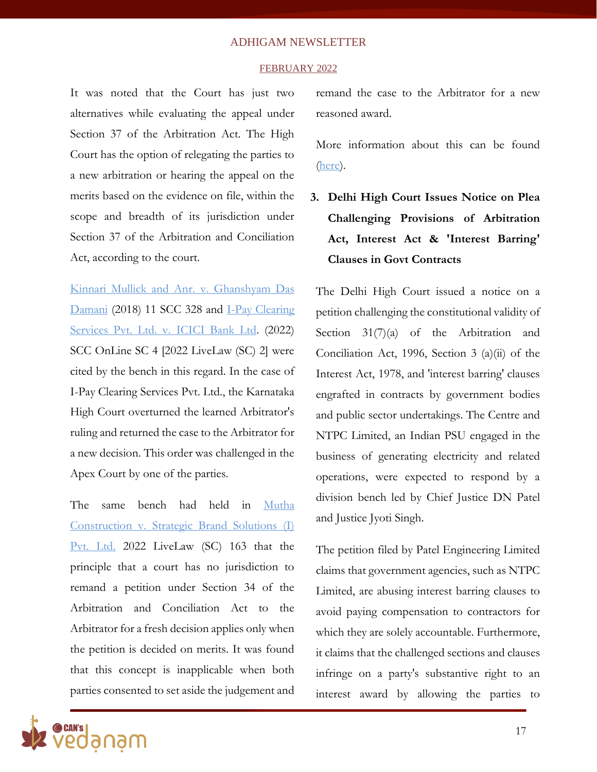It was noted that the Court has just two alternatives while evaluating the appeal under Section 37 of the Arbitration Act. The High Court has the option of relegating the parties to a new arbitration or hearing the appeal on the merits based on the evidence on file, within the scope and breadth of its jurisdiction under Section 37 of the Arbitration and Conciliation Act, according to the court.

Kinnari Mullick and Anr. v. Ghanshyam Das Damani (2018) 11 SCC 328 and I-Pay Clearing Services Pvt. Ltd. v. ICICI Bank Ltd. (2022) SCC OnLine SC 4 [2022 LiveLaw (SC) 2] were cited by the bench in this regard. In the case of I-Pay Clearing Services Pvt. Ltd., the Karnataka High Court overturned the learned Arbitrator's ruling and returned the case to the Arbitrator for a new decision. This order was challenged in the Apex Court by one of the parties.

The same bench had held in Mutha Construction v. Strategic Brand Solutions (I) Pvt. Ltd. 2022 LiveLaw (SC) 163 that the principle that a court has no jurisdiction to remand a petition under Section 34 of the Arbitration and Conciliation Act to the Arbitrator for a fresh decision applies only when the petition is decided on merits. It was found that this concept is inapplicable when both parties consented to set aside the judgement and remand the case to the Arbitrator for a new reasoned award.

More information about this can be found (here).

### 3. Delhi High Court Issues Notice on Plea Challenging Provisions of Arbitration Act, Interest Act & 'Interest Barring' Clauses in Govt Contracts

The Delhi High Court issued a notice on a petition challenging the constitutional validity of Section 31(7)(a) of the Arbitration and Conciliation Act, 1996, Section 3 (a)(ii) of the Interest Act, 1978, and 'interest barring' clauses engrafted in contracts by government bodies and public sector undertakings. The Centre and NTPC Limited, an Indian PSU engaged in the business of generating electricity and related operations, were expected to respond by a division bench led by Chief Justice DN Patel and Justice Jyoti Singh.

The petition filed by Patel Engineering Limited claims that government agencies, such as NTPC Limited, are abusing interest barring clauses to avoid paying compensation to contractors for which they are solely accountable. Furthermore, it claims that the challenged sections and clauses infringe on a party's substantive right to an interest award by allowing the parties to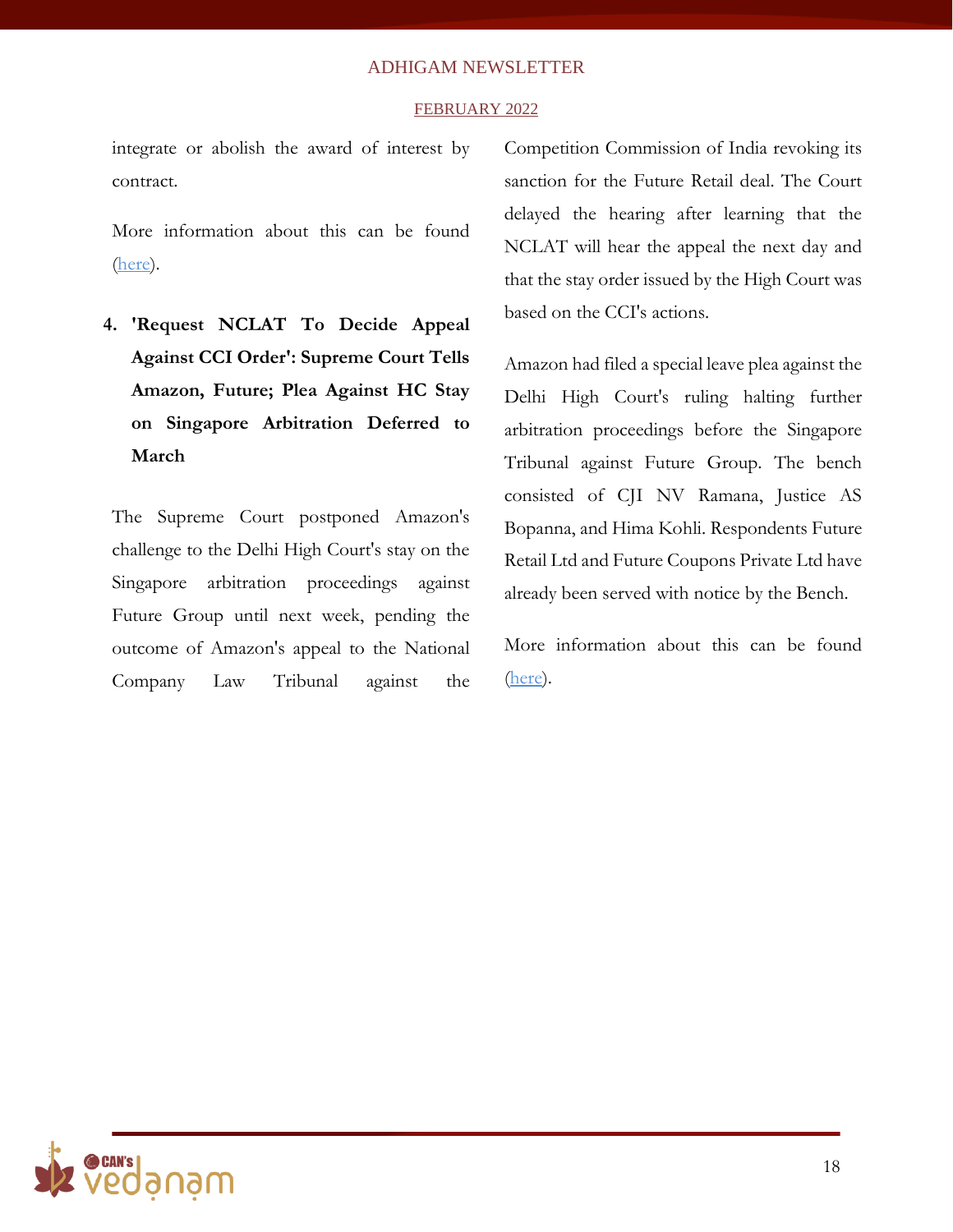integrate or abolish the award of interest by contract.

More information about this can be found (here).

4. **'Request NCLAT To Decide Appeal Against CCI Order': Supreme Court Tells Amazon, Future; Plea Against HC Stay on Singapore Arbitration Deferred to March**

The Supreme Court postponed Amazon's challenge to the Delhi High Court's stay on the Singapore arbitration proceedings against Future Group until next week, pending the outcome of Amazon's appeal to the National Company Law Tribunal against the Competition Commission of India revoking its sanction for the Future Retail deal. The Court delayed the hearing after learning that the NCLAT will hear the appeal the next day and that the stay order issued by the High Court was based on the CCI's actions.

Amazon had filed a special leave plea against the Delhi High Court's ruling halting further arbitration proceedings before the Singapore Tribunal against Future Group. The bench consisted of CJI NV Ramana, Justice AS Bopanna, and Hima Kohli. Respondents Future Retail Ltd and Future Coupons Private Ltd have already been served with notice by the Bench.

More information about this can be found (here).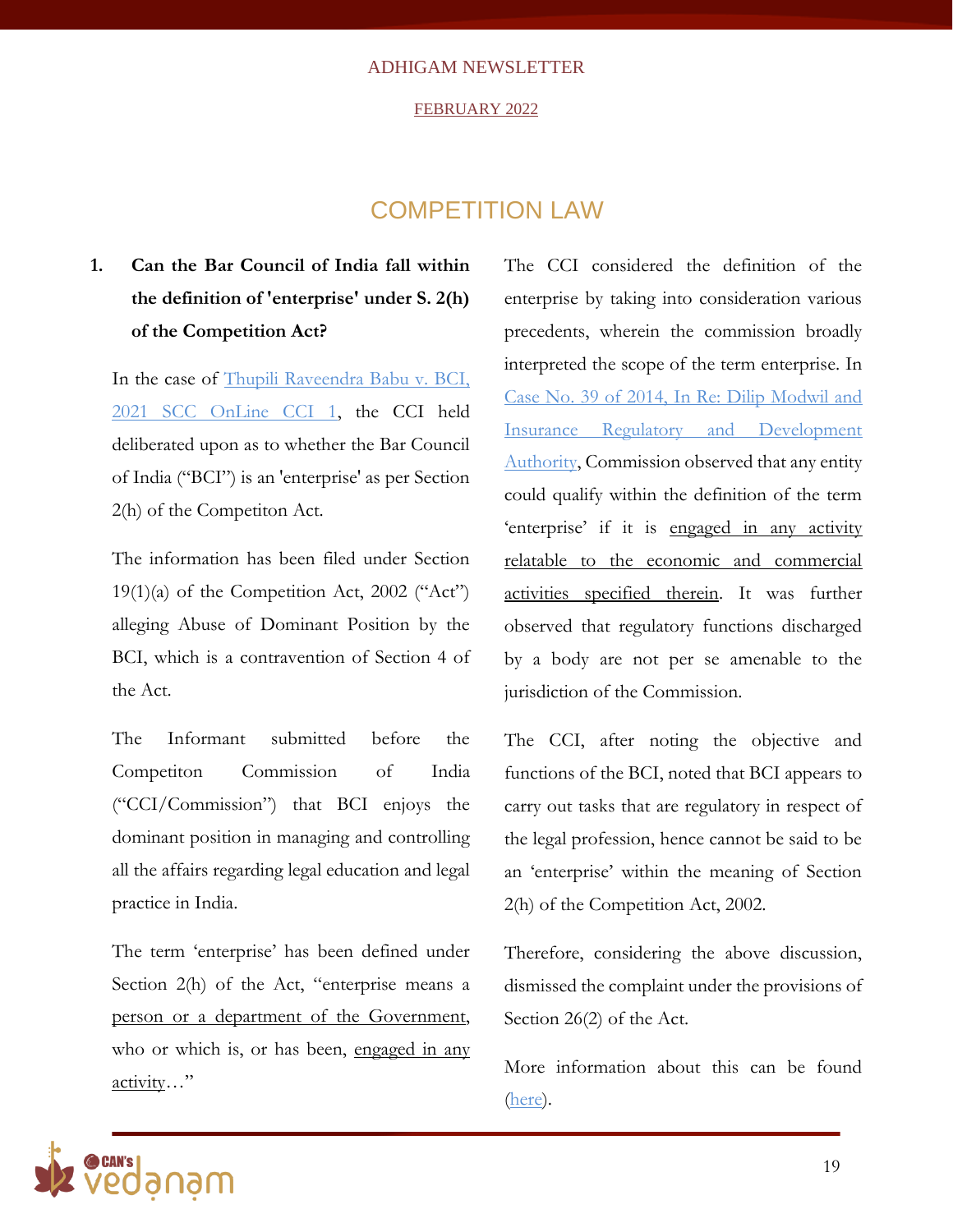## COMPETITION LAW

**1. Can the Bar Council of India fall within the definition of 'enterprise' under S. 2(h) of the Competition Act?**

In the case of Thupili Raveendra Babu v. BCI, 2021 SCC OnLine CCI 1, the CCI held deliberated upon as to whether the Bar Council of India ("BCI") is an 'enterprise' as per Section 2(h) of the Competiton Act.

The information has been filed under Section 19(1)(a) of the Competition Act, 2002 ("Act") alleging Abuse of Dominant Position by the BCI, which is a contravention of Section 4 of the Act.

The Informant submitted before the Competiton Commission of India ("CCI/Commission") that BCI enjoys the dominant position in managing and controlling all the affairs regarding legal education and legal practice in India.

The term 'enterprise' has been defined under Section 2(h) of the Act, "enterprise means a person or a department of the Government, who or which is, or has been, engaged in any activity…"

The CCI considered the definition of the enterprise by taking into consideration various precedents, wherein the commission broadly interpreted the scope of the term enterprise. In Case No. 39 of 2014, In Re: Dilip Modwil and Insurance Regulatory and Development Authority, Commission observed that any entity could qualify within the definition of the term 'enterprise' if it is engaged in any activity relatable to the economic and commercial activities specified therein. It was further observed that regulatory functions discharged by a body are not per se amenable to the jurisdiction of the Commission.

The CCI, after noting the objective and functions of the BCI, noted that BCI appears to carry out tasks that are regulatory in respect of the legal profession, hence cannot be said to be an 'enterprise' within the meaning of Section 2(h) of the Competition Act, 2002.

Therefore, considering the above discussion, dismissed the complaint under the provisions of Section 26(2) of the Act.

More information about this can be found (here).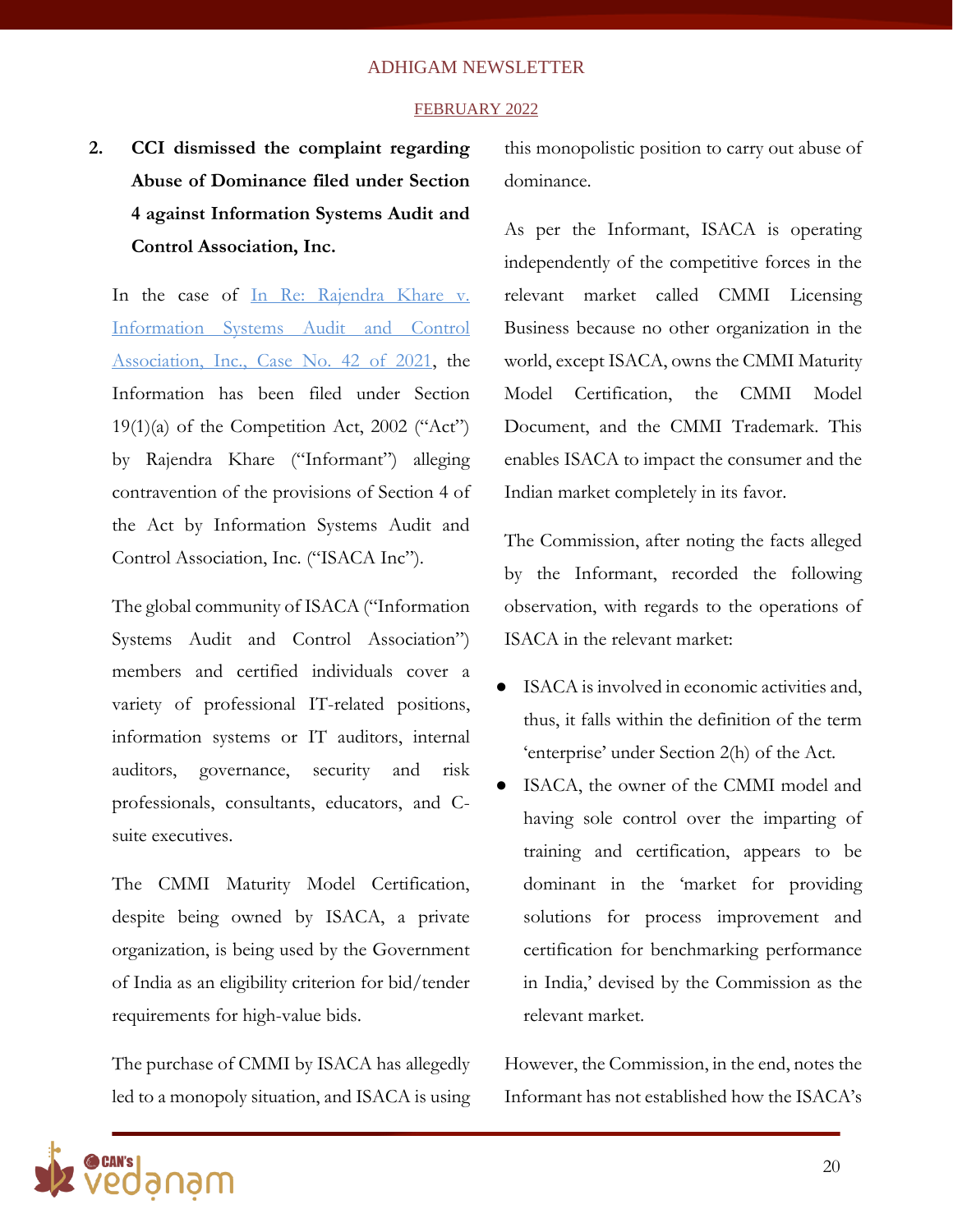2. **CCI dismissed the complaint regarding Abuse of Dominance filed under Section 4 against Information Systems Audit and Control Association, Inc.**

In the case of [In Re: Rajendra Khare v. Information Systems Audit and Control Association, Inc., Case No. 42 of 2021](), the Information has been filed under Section 19(1)(a) of the Competition Act, 2002 ("Act") by Rajendra Khare ("Informant") alleging contravention of the provisions of Section 4 of the Act by Information Systems Audit and Control Association, Inc. ("ISACA Inc").

The global community of ISACA ("Information Systems Audit and Control Association") members and certified individuals cover a variety of professional IT-related positions, information systems or IT auditors, internal auditors, governance, security and risk professionals, consultants, educators, and C-suite executives.

The CMMI Maturity Model Certification, despite being owned by ISACA, a private organization, is being used by the Government of India as an eligibility criterion for bid/tender requirements for high-value bids.

The purchase of CMMI by ISACA has allegedly led to a monopoly situation, and ISACA is using this monopolistic position to carry out abuse of dominance.

As per the Informant, ISACA is operating independently of the competitive forces in the relevant market called CMMI Licensing Business because no other organization in the world, except ISACA, owns the CMMI Maturity Model Certification, the CMMI Model Document, and the CMMI Trademark. This enables ISACA to impact the consumer and the Indian market completely in its favor.

The Commission, after noting the facts alleged by the Informant, recorded the following observation, with regards to the operations of ISACA in the relevant market:

- ISACA is involved in economic activities and, thus, it falls within the definition of the term 'enterprise' under Section 2(h) of the Act.
- ISACA, the owner of the CMMI model and having sole control over the imparting of training and certification, appears to be dominant in the 'market for providing solutions for process improvement and certification for benchmarking performance in India,' devised by the Commission as the relevant market.

However, the Commission, in the end, notes the Informant has not established how the ISACA's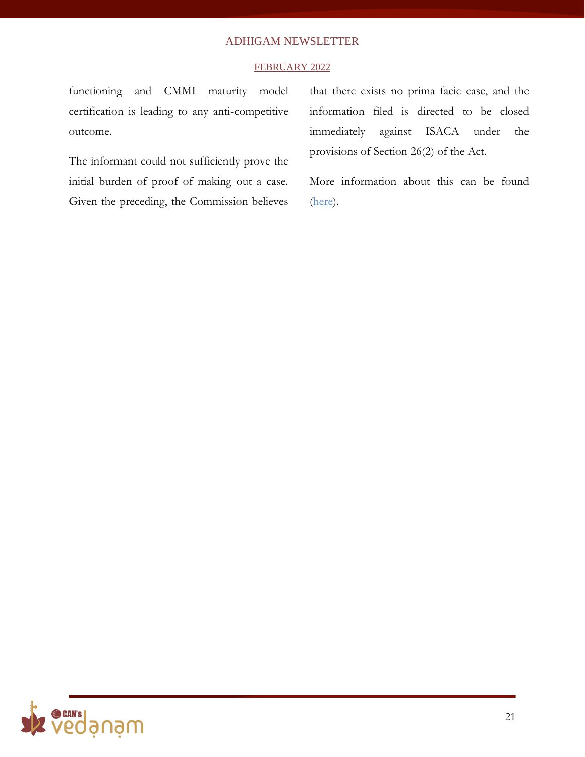functioning and CMMI maturity model certification is leading to any anti-competitive outcome.

The informant could not sufficiently prove the initial burden of proof of making out a case. Given the preceding, the Commission believes that there exists no prima facie case, and the information filed is directed to be closed immediately against ISACA under the provisions of Section 26(2) of the Act.

More information about this can be found (here).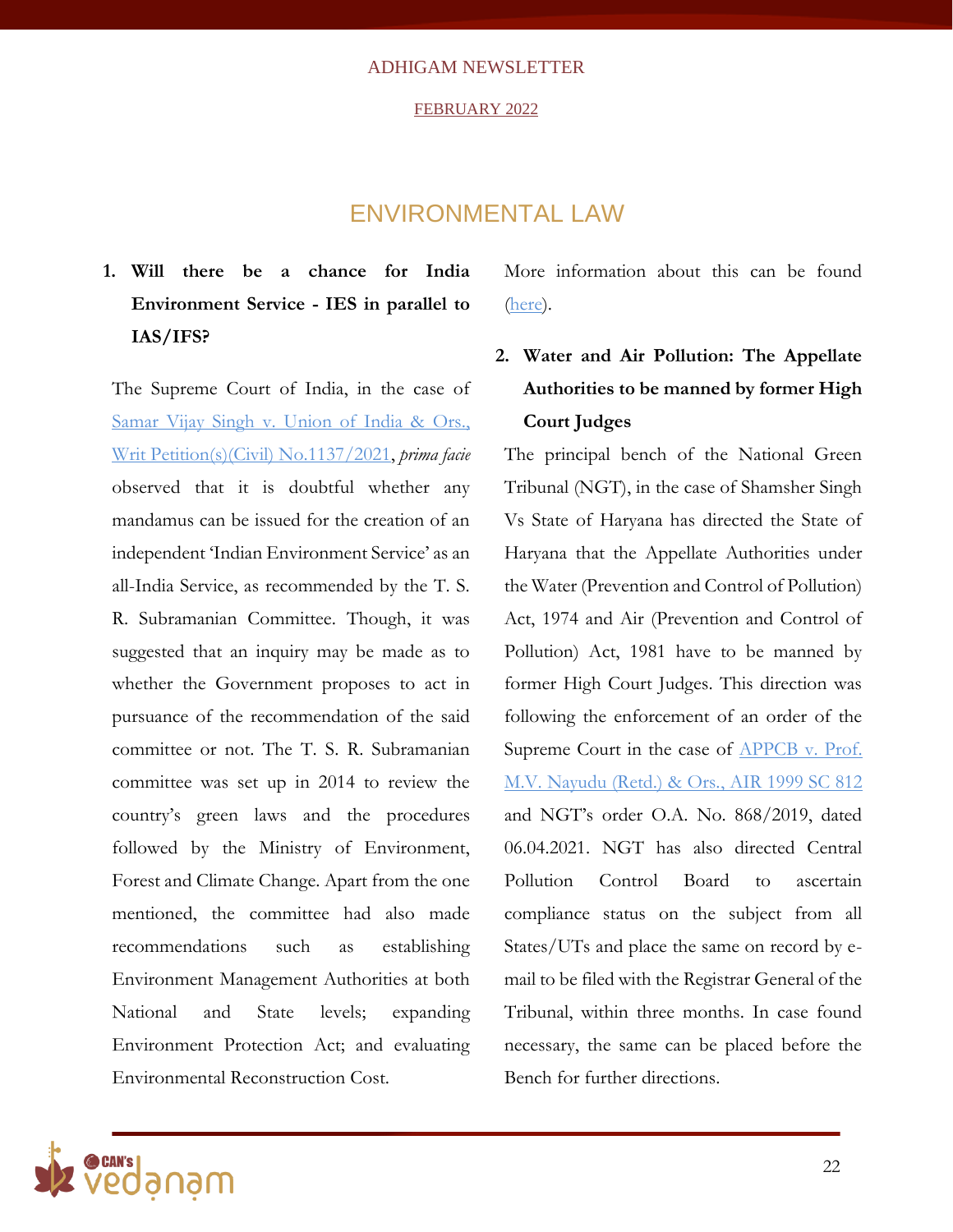## ENVIRONMENTAL LAW

1. **Will there be a chance for India Environment Service - IES in parallel to IAS/IFS?**

The Supreme Court of India, in the case of Samar Vijay Singh v. Union of India & Ors., Writ Petition(s)(Civil) No.1137/2021, *prima facie* observed that it is doubtful whether any mandamus can be issued for the creation of an independent 'Indian Environment Service' as an all-India Service, as recommended by the T. S. R. Subramanian Committee. Though, it was suggested that an inquiry may be made as to whether the Government proposes to act in pursuance of the recommendation of the said committee or not. The T. S. R. Subramanian committee was set up in 2014 to review the country's green laws and the procedures followed by the Ministry of Environment, Forest and Climate Change. Apart from the one mentioned, the committee had also made recommendations such as establishing Environment Management Authorities at both National and State levels; expanding Environment Protection Act; and evaluating Environmental Reconstruction Cost.

More information about this can be found (here).

2. **Water and Air Pollution: The Appellate Authorities to be manned by former High Court Judges**

The principal bench of the National Green Tribunal (NGT), in the case of Shamsher Singh Vs State of Haryana has directed the State of Haryana that the Appellate Authorities under the Water (Prevention and Control of Pollution) Act, 1974 and Air (Prevention and Control of Pollution) Act, 1981 have to be manned by former High Court Judges. This direction was following the enforcement of an order of the Supreme Court in the case of APPCB v. Prof. M.V. Nayudu (Retd.) & Ors., AIR 1999 SC 812 and NGT's order O.A. No. 868/2019, dated 06.04.2021. NGT has also directed Central Pollution Control Board to ascertain compliance status on the subject from all States/UTs and place the same on record by e-mail to be filed with the Registrar General of the Tribunal, within three months. In case found necessary, the same can be placed before the Bench for further directions.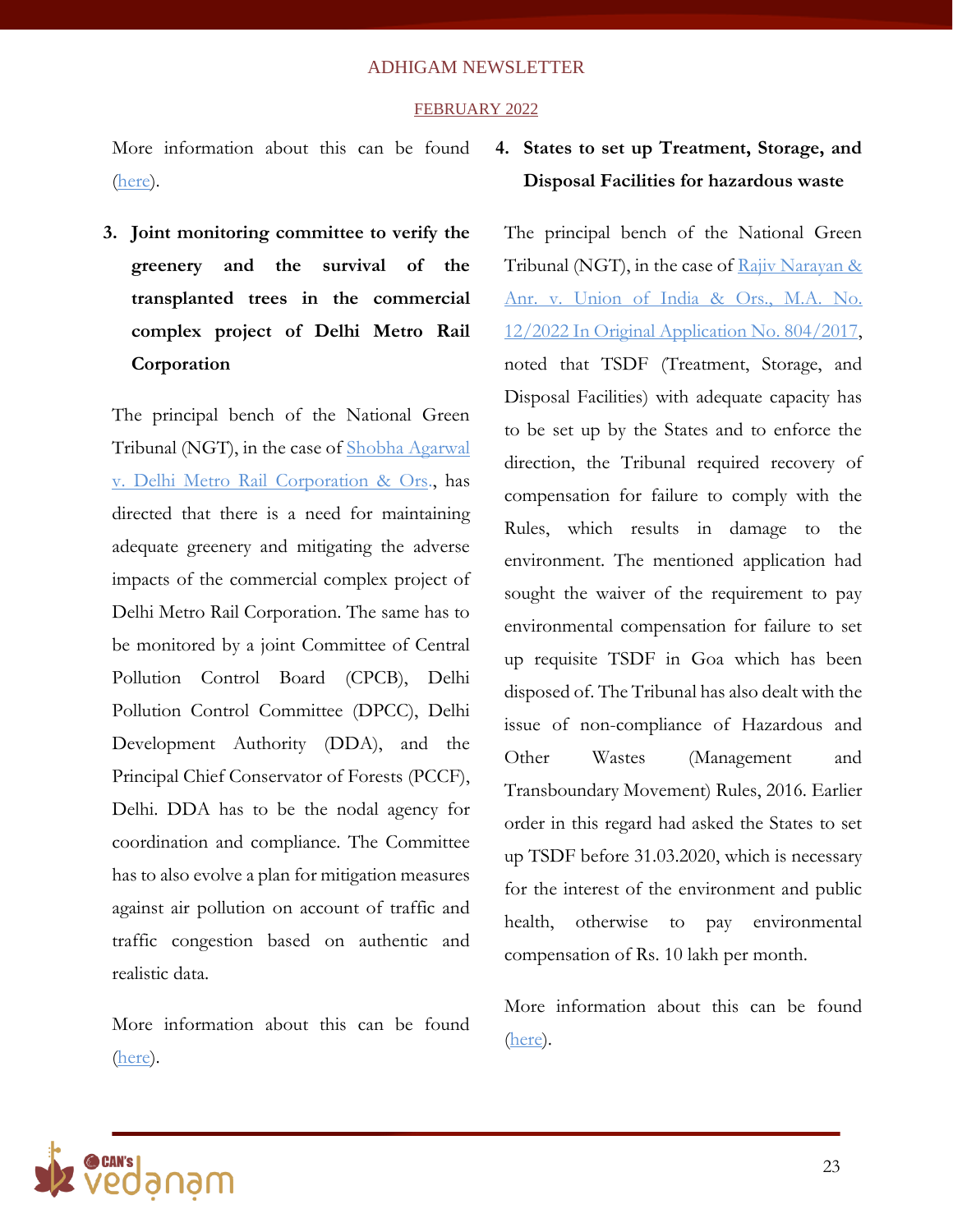More information about this can be found (here).

3. **Joint monitoring committee to verify the greenery and the survival of the transplanted trees in the commercial complex project of Delhi Metro Rail Corporation**

The principal bench of the National Green Tribunal (NGT), in the case of Shobha Agarwal v. Delhi Metro Rail Corporation & Ors., has directed that there is a need for maintaining adequate greenery and mitigating the adverse impacts of the commercial complex project of Delhi Metro Rail Corporation. The same has to be monitored by a joint Committee of Central Pollution Control Board (CPCB), Delhi Pollution Control Committee (DPCC), Delhi Development Authority (DDA), and the Principal Chief Conservator of Forests (PCCF), Delhi. DDA has to be the nodal agency for coordination and compliance. The Committee has to also evolve a plan for mitigation measures against air pollution on account of traffic and traffic congestion based on authentic and realistic data.

More information about this can be found (here).

4. **States to set up Treatment, Storage, and Disposal Facilities for hazardous waste**

The principal bench of the National Green Tribunal (NGT), in the case of Rajiv Narayan & Anr. v. Union of India & Ors., M.A. No. 12/2022 In Original Application No. 804/2017, noted that TSDF (Treatment, Storage, and Disposal Facilities) with adequate capacity has to be set up by the States and to enforce the direction, the Tribunal required recovery of compensation for failure to comply with the Rules, which results in damage to the environment. The mentioned application had sought the waiver of the requirement to pay environmental compensation for failure to set up requisite TSDF in Goa which has been disposed of. The Tribunal has also dealt with the issue of non-compliance of Hazardous and Other Wastes (Management and Transboundary Movement) Rules, 2016. Earlier order in this regard had asked the States to set up TSDF before 31.03.2020, which is necessary for the interest of the environment and public health, otherwise to pay environmental compensation of Rs. 10 lakh per month.

More information about this can be found (here).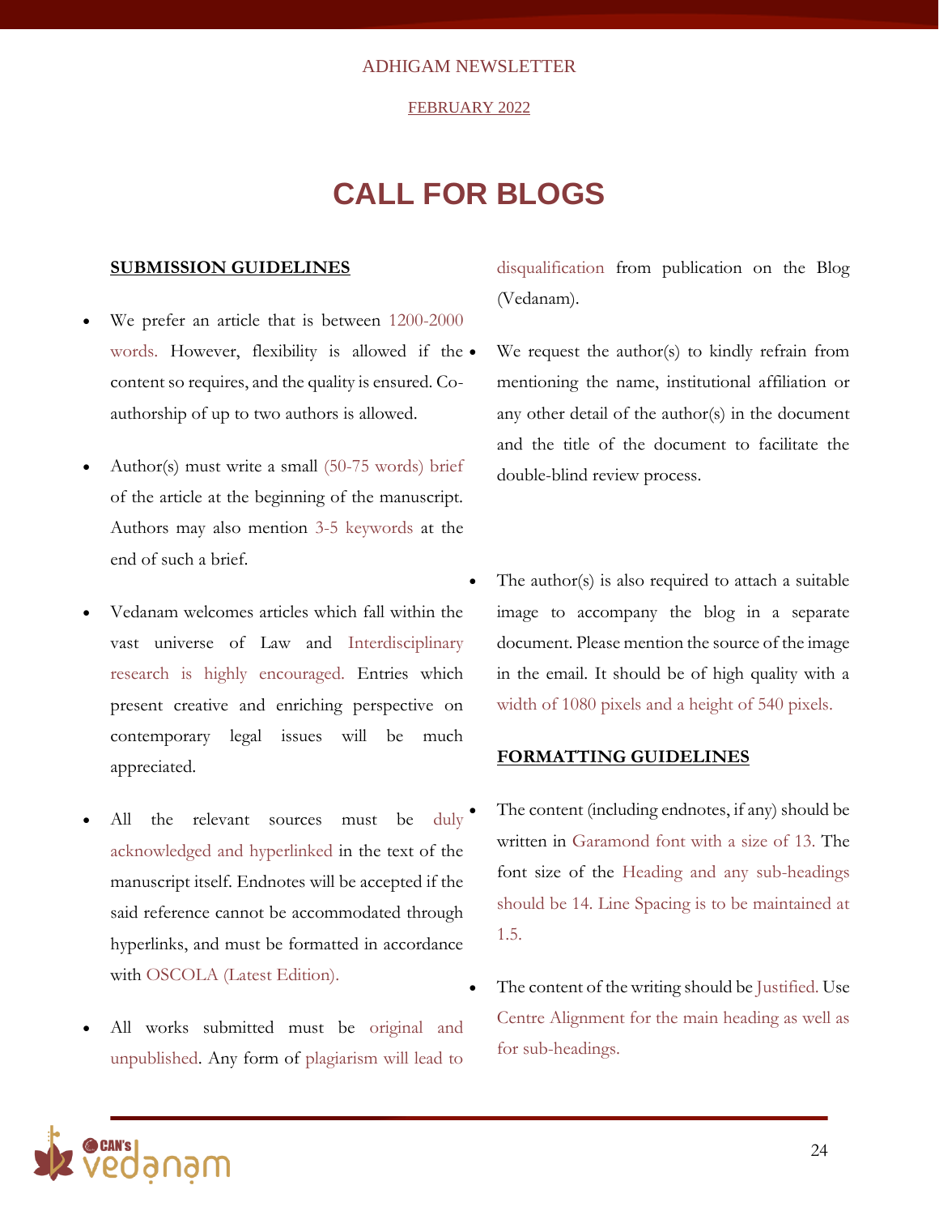# CALL FOR BLOGS

## SUBMISSION GUIDELINES

- We prefer an article that is between 1200-2000 words. However, flexibility is allowed if the content so requires, and the quality is ensured. Co-authorship of up to two authors is allowed.
- Author(s) must write a small (50-75 words) brief of the article at the beginning of the manuscript. Authors may also mention 3-5 keywords at the end of such a brief.
- Vedanam welcomes articles which fall within the vast universe of Law and Interdisciplinary research is highly encouraged. Entries which present creative and enriching perspective on contemporary legal issues will be much appreciated.
- All the relevant sources must be duly acknowledged and hyperlinked in the text of the manuscript itself. Endnotes will be accepted if the said reference cannot be accommodated through hyperlinks, and must be formatted in accordance with OSCOLA (Latest Edition).
- All works submitted must be original and unpublished. Any form of plagiarism will lead to disqualification from publication on the Blog (Vedanam).
- We request the author(s) to kindly refrain from mentioning the name, institutional affiliation or any other detail of the author(s) in the document and the title of the document to facilitate the double-blind review process.
- The author(s) is also required to attach a suitable image to accompany the blog in a separate document. Please mention the source of the image in the email. It should be of high quality with a width of 1080 pixels and a height of 540 pixels.

## FORMATTING GUIDELINES

- The content (including endnotes, if any) should be written in Garamond font with a size of 13. The font size of the Heading and any sub-headings should be 14. Line Spacing is to be maintained at 1.5.
- The content of the writing should be Justified. Use Centre Alignment for the main heading as well as for sub-headings.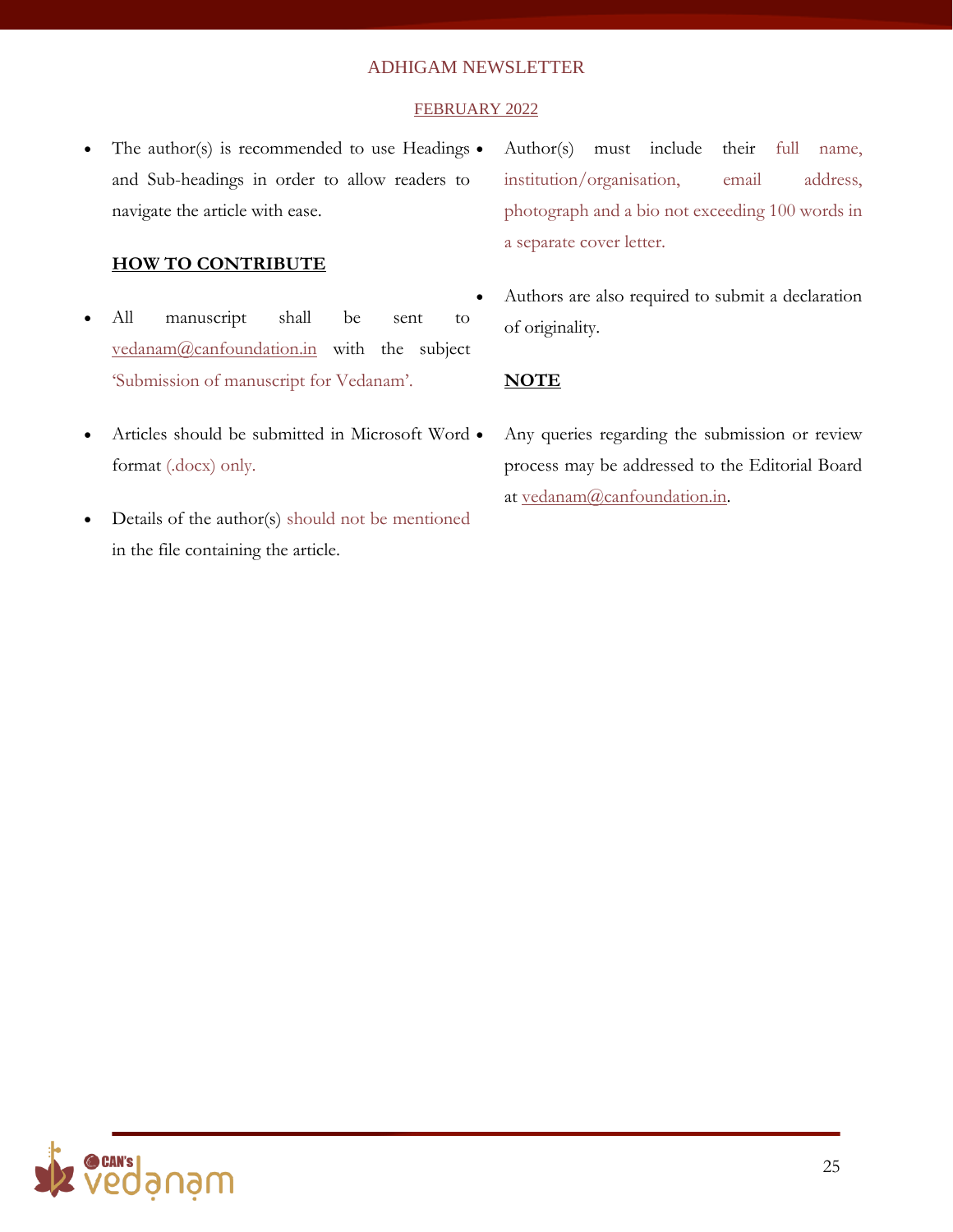- The author(s) is recommended to use Headings and Sub-headings in order to allow readers to navigate the article with ease.

**HOW TO CONTRIBUTE**

- All manuscript shall be sent to vedanam@canfoundation.in with the subject 'Submission of manuscript for Vedanam'.
- Articles should be submitted in Microsoft Word format (.docx) only.
- Details of the author(s) should not be mentioned in the file containing the article.
- Author(s) must include their full name, institution/organisation, email address, photograph and a bio not exceeding 100 words in a separate cover letter.
- Authors are also required to submit a declaration of originality.

**NOTE**

- Any queries regarding the submission or review process may be addressed to the Editorial Board at vedanam@canfoundation.in.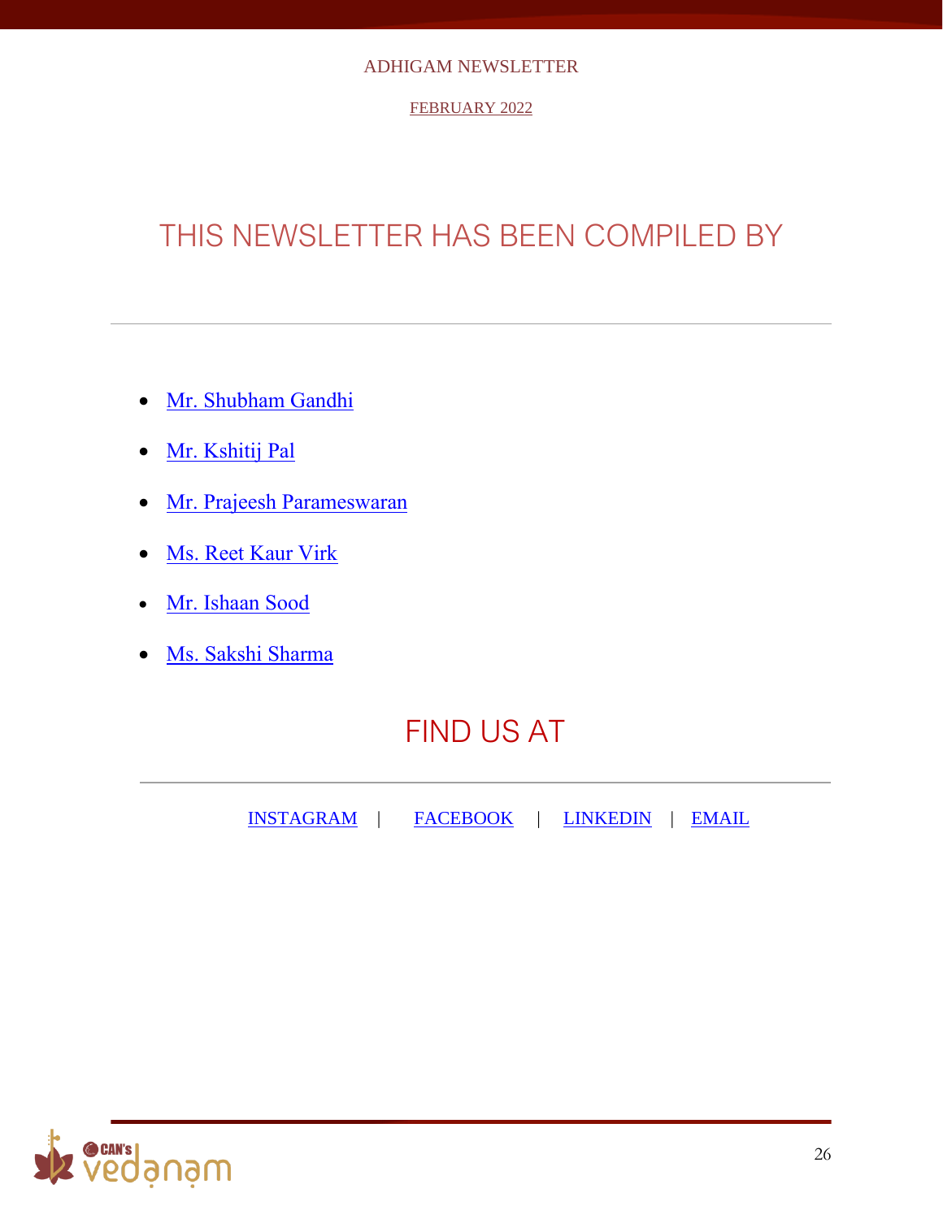# THIS NEWSLETTER HAS BEEN COMPILED BY

---

- Mr. Shubham Gandhi
- Mr. Kshitij Pal
- Mr. Prajeesh Parameswaran
- Ms. Reet Kaur Virk
- Mr. Ishaan Sood
- Ms. Sakshi Sharma

# FIND US AT

---

INSTAGRAM | FACEBOOK | LINKEDIN | EMAIL